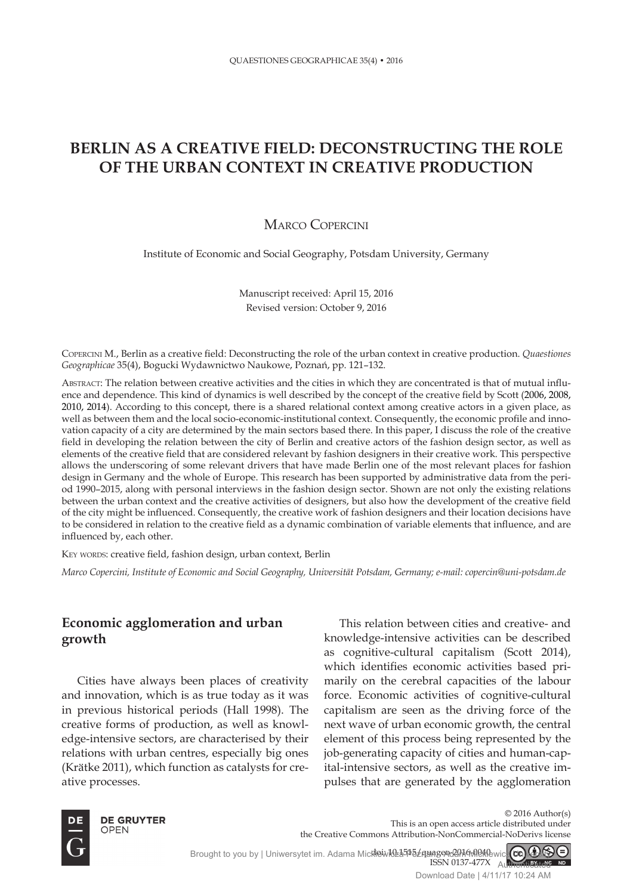# BERLIN AS A CREATIVE FIELD: DECONSTRUCTING THE ROLE OF THE URBAN CONTEXT IN CREATIVE PRODUCTION

Marco Copercini

Institute of Economic and Social Geography, Potsdam University, Germany

Manuscript received: April 15, 2016
Revised version: October 9, 2016

Copercini M., Berlin as a creative field: Deconstructing the role of the urban context in creative production. *Quaestiones Geographicae* 35(4), Bogucki Wydawnictwo Naukowe, Poznań, pp. 121–132.

Abstract: The relation between creative activities and the cities in which they are concentrated is that of mutual influence and dependence. This kind of dynamics is well described by the concept of the creative field by Scott (2006, 2008, 2010, 2014). According to this concept, there is a shared relational context among creative actors in a given place, as well as between them and the local socio-economic-institutional context. Consequently, the economic profile and innovation capacity of a city are determined by the main sectors based there. In this paper, I discuss the role of the creative field in developing the relation between the city of Berlin and creative actors of the fashion design sector, as well as elements of the creative field that are considered relevant by fashion designers in their creative work. This perspective allows the underscoring of some relevant drivers that have made Berlin one of the most relevant places for fashion design in Germany and the whole of Europe. This research has been supported by administrative data from the period 1990–2015, along with personal interviews in the fashion design sector. Shown are not only the existing relations between the urban context and the creative activities of designers, but also how the development of the creative field of the city might be influenced. Consequently, the creative work of fashion designers and their location decisions have to be considered in relation to the creative field as a dynamic combination of variable elements that influence, and are influenced by, each other.

Key words: creative field, fashion design, urban context, Berlin

*Marco Copercini, Institute of Economic and Social Geography, Universität Potsdam, Germany; e-mail: copercin@uni-potsdam.de*

## Economic agglomeration and urban growth

Cities have always been places of creativity and innovation, which is as true today as it was in previous historical periods (Hall 1998). The creative forms of production, as well as knowledge-intensive sectors, are characterised by their relations with urban centres, especially big ones (Krätke 2011), which function as catalysts for creative processes.

This relation between cities and creative- and knowledge-intensive activities can be described as cognitive-cultural capitalism (Scott 2014), which identifies economic activities based primarily on the cerebral capacities of the labour force. Economic activities of cognitive-cultural capitalism are seen as the driving force of the next wave of urban economic growth, the central element of this process being represented by the job-generating capacity of cities and human-capital-intensive sectors, as well as the creative impulses that are generated by the agglomeration

© 2016 Author(s)
This is an open access article distributed under the Creative Commons Attribution-NonCommercial-NoDerivs license

doi: 10.1515/quageo-2016-0040
ISSN 0137-477X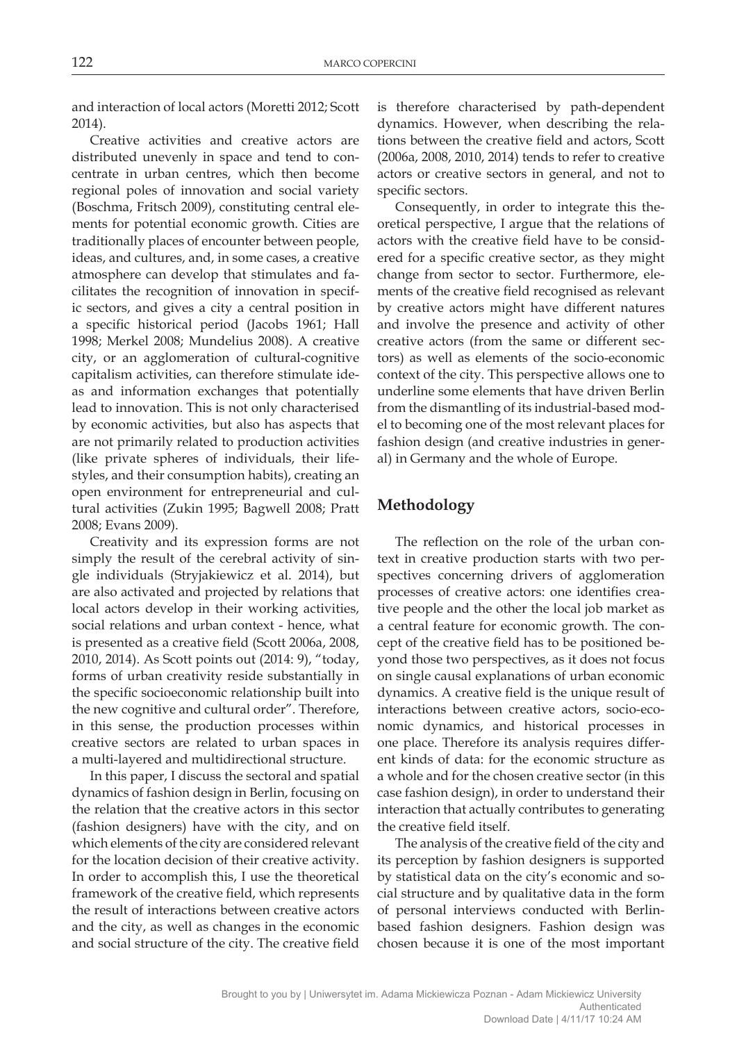and interaction of local actors (Moretti 2012; Scott 2014).

Creative activities and creative actors are distributed unevenly in space and tend to concentrate in urban centres, which then become regional poles of innovation and social variety (Boschma, Fritsch 2009), constituting central elements for potential economic growth. Cities are traditionally places of encounter between people, ideas, and cultures, and, in some cases, a creative atmosphere can develop that stimulates and facilitates the recognition of innovation in specific sectors, and gives a city a central position in a specific historical period (Jacobs 1961; Hall 1998; Merkel 2008; Mundelius 2008). A creative city, or an agglomeration of cultural-cognitive capitalism activities, can therefore stimulate ideas and information exchanges that potentially lead to innovation. This is not only characterised by economic activities, but also has aspects that are not primarily related to production activities (like private spheres of individuals, their lifestyles, and their consumption habits), creating an open environment for entrepreneurial and cultural activities (Zukin 1995; Bagwell 2008; Pratt 2008; Evans 2009).

Creativity and its expression forms are not simply the result of the cerebral activity of single individuals (Stryjakiewicz et al. 2014), but are also activated and projected by relations that local actors develop in their working activities, social relations and urban context - hence, what is presented as a creative field (Scott 2006a, 2008, 2010, 2014). As Scott points out (2014: 9), "today, forms of urban creativity reside substantially in the specific socioeconomic relationship built into the new cognitive and cultural order". Therefore, in this sense, the production processes within creative sectors are related to urban spaces in a multi-layered and multidirectional structure.

In this paper, I discuss the sectoral and spatial dynamics of fashion design in Berlin, focusing on the relation that the creative actors in this sector (fashion designers) have with the city, and on which elements of the city are considered relevant for the location decision of their creative activity. In order to accomplish this, I use the theoretical framework of the creative field, which represents the result of interactions between creative actors and the city, as well as changes in the economic and social structure of the city. The creative field is therefore characterised by path-dependent dynamics. However, when describing the relations between the creative field and actors, Scott (2006a, 2008, 2010, 2014) tends to refer to creative actors or creative sectors in general, and not to specific sectors.

Consequently, in order to integrate this theoretical perspective, I argue that the relations of actors with the creative field have to be considered for a specific creative sector, as they might change from sector to sector. Furthermore, elements of the creative field recognised as relevant by creative actors might have different natures and involve the presence and activity of other creative actors (from the same or different sectors) as well as elements of the socio-economic context of the city. This perspective allows one to underline some elements that have driven Berlin from the dismantling of its industrial-based model to becoming one of the most relevant places for fashion design (and creative industries in general) in Germany and the whole of Europe.

## Methodology

The reflection on the role of the urban context in creative production starts with two perspectives concerning drivers of agglomeration processes of creative actors: one identifies creative people and the other the local job market as a central feature for economic growth. The concept of the creative field has to be positioned beyond those two perspectives, as it does not focus on single causal explanations of urban economic dynamics. A creative field is the unique result of interactions between creative actors, socio-economic dynamics, and historical processes in one place. Therefore its analysis requires different kinds of data: for the economic structure as a whole and for the chosen creative sector (in this case fashion design), in order to understand their interaction that actually contributes to generating the creative field itself.

The analysis of the creative field of the city and its perception by fashion designers is supported by statistical data on the city's economic and social structure and by qualitative data in the form of personal interviews conducted with Berlin-based fashion designers. Fashion design was chosen because it is one of the most important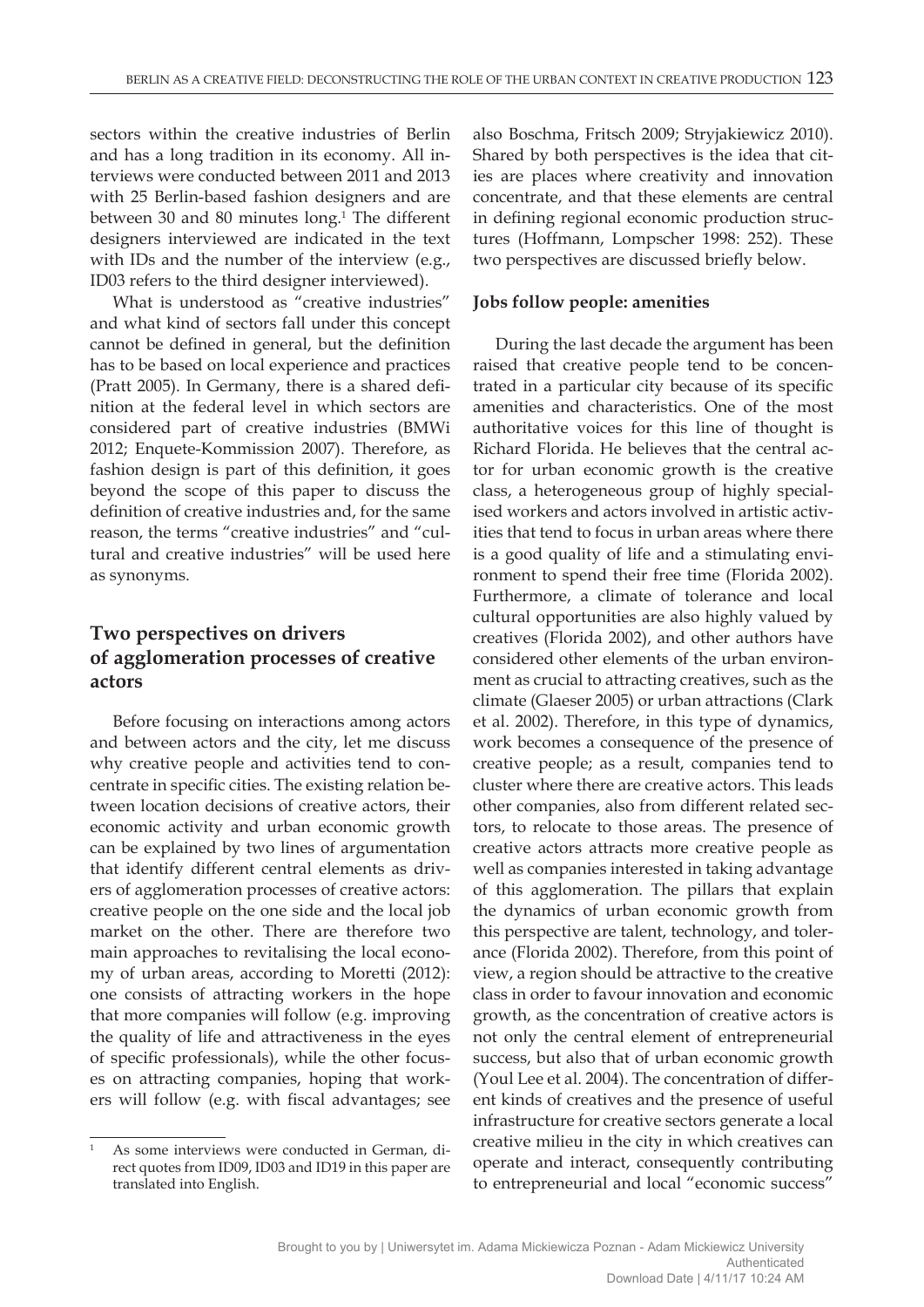sectors within the creative industries of Berlin and has a long tradition in its economy. All interviews were conducted between 2011 and 2013 with 25 Berlin-based fashion designers and are between 30 and 80 minutes long.[1] The different designers interviewed are indicated in the text with IDs and the number of the interview (e.g., ID03 refers to the third designer interviewed).

What is understood as "creative industries" and what kind of sectors fall under this concept cannot be defined in general, but the definition has to be based on local experience and practices (Pratt 2005). In Germany, there is a shared definition at the federal level in which sectors are considered part of creative industries (BMWi 2012; Enquete-Kommission 2007). Therefore, as fashion design is part of this definition, it goes beyond the scope of this paper to discuss the definition of creative industries and, for the same reason, the terms "creative industries" and "cultural and creative industries" will be used here as synonyms.

## Two perspectives on drivers of agglomeration processes of creative actors

Before focusing on interactions among actors and between actors and the city, let me discuss why creative people and activities tend to concentrate in specific cities. The existing relation between location decisions of creative actors, their economic activity and urban economic growth can be explained by two lines of argumentation that identify different central elements as drivers of agglomeration processes of creative actors: creative people on the one side and the local job market on the other. There are therefore two main approaches to revitalising the local economy of urban areas, according to Moretti (2012): one consists of attracting workers in the hope that more companies will follow (e.g. improving the quality of life and attractiveness in the eyes of specific professionals), while the other focuses on attracting companies, hoping that workers will follow (e.g. with fiscal advantages; see also Boschma, Fritsch 2009; Stryjakiewicz 2010). Shared by both perspectives is the idea that cities are places where creativity and innovation concentrate, and that these elements are central in defining regional economic production structures (Hoffmann, Lompscher 1998: 252). These two perspectives are discussed briefly below.

### Jobs follow people: amenities

During the last decade the argument has been raised that creative people tend to be concentrated in a particular city because of its specific amenities and characteristics. One of the most authoritative voices for this line of thought is Richard Florida. He believes that the central actor for urban economic growth is the creative class, a heterogeneous group of highly specialised workers and actors involved in artistic activities that tend to focus in urban areas where there is a good quality of life and a stimulating environment to spend their free time (Florida 2002). Furthermore, a climate of tolerance and local cultural opportunities are also highly valued by creatives (Florida 2002), and other authors have considered other elements of the urban environment as crucial to attracting creatives, such as the climate (Glaeser 2005) or urban attractions (Clark et al. 2002). Therefore, in this type of dynamics, work becomes a consequence of the presence of creative people; as a result, companies tend to cluster where there are creative actors. This leads other companies, also from different related sectors, to relocate to those areas. The presence of creative actors attracts more creative people as well as companies interested in taking advantage of this agglomeration. The pillars that explain the dynamics of urban economic growth from this perspective are talent, technology, and tolerance (Florida 2002). Therefore, from this point of view, a region should be attractive to the creative class in order to favour innovation and economic growth, as the concentration of creative actors is not only the central element of entrepreneurial success, but also that of urban economic growth (Youl Lee et al. 2004). The concentration of different kinds of creatives and the presence of useful infrastructure for creative sectors generate a local creative milieu in the city in which creatives can operate and interact, consequently contributing to entrepreneurial and local "economic success"

[1] As some interviews were conducted in German, direct quotes from ID09, ID03 and ID19 in this paper are translated into English.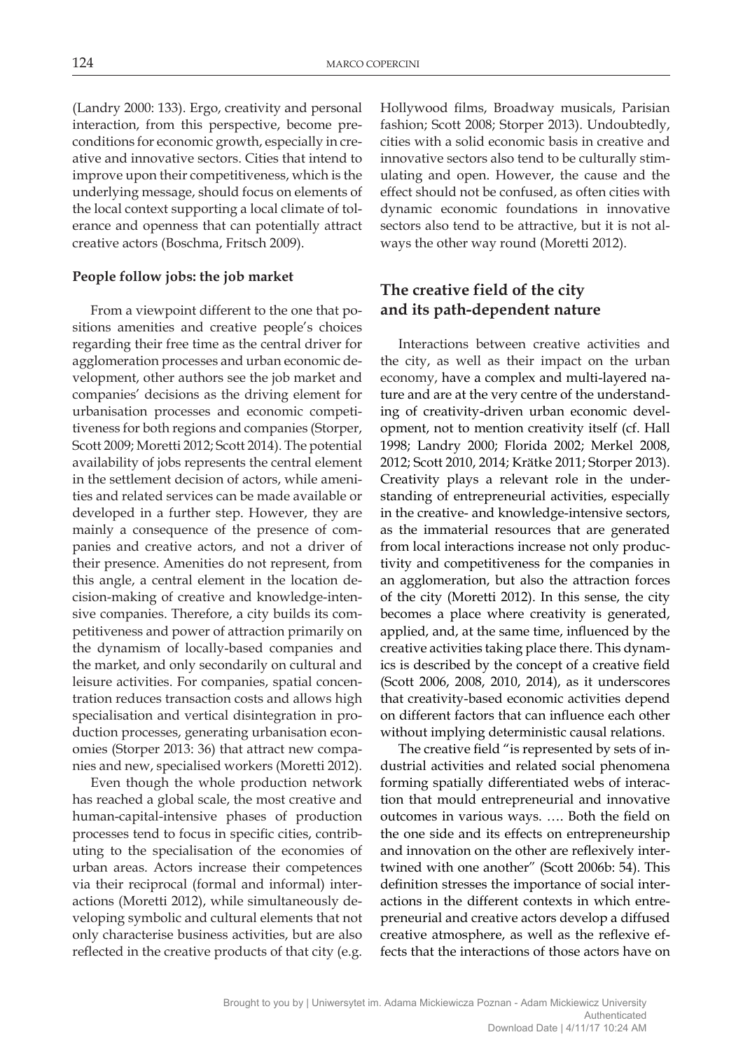(Landry 2000: 133). Ergo, creativity and personal interaction, from this perspective, become preconditions for economic growth, especially in creative and innovative sectors. Cities that intend to improve upon their competitiveness, which is the underlying message, should focus on elements of the local context supporting a local climate of tolerance and openness that can potentially attract creative actors (Boschma, Fritsch 2009).

### People follow jobs: the job market

From a viewpoint different to the one that positions amenities and creative people's choices regarding their free time as the central driver for agglomeration processes and urban economic development, other authors see the job market and companies' decisions as the driving element for urbanisation processes and economic competitiveness for both regions and companies (Storper, Scott 2009; Moretti 2012; Scott 2014). The potential availability of jobs represents the central element in the settlement decision of actors, while amenities and related services can be made available or developed in a further step. However, they are mainly a consequence of the presence of companies and creative actors, and not a driver of their presence. Amenities do not represent, from this angle, a central element in the location decision-making of creative and knowledge-intensive companies. Therefore, a city builds its competitiveness and power of attraction primarily on the dynamism of locally-based companies and the market, and only secondarily on cultural and leisure activities. For companies, spatial concentration reduces transaction costs and allows high specialisation and vertical disintegration in production processes, generating urbanisation economies (Storper 2013: 36) that attract new companies and new, specialised workers (Moretti 2012).

Even though the whole production network has reached a global scale, the most creative and human-capital-intensive phases of production processes tend to focus in specific cities, contributing to the specialisation of the economies of urban areas. Actors increase their competences via their reciprocal (formal and informal) interactions (Moretti 2012), while simultaneously developing symbolic and cultural elements that not only characterise business activities, but are also reflected in the creative products of that city (e.g. Hollywood films, Broadway musicals, Parisian fashion; Scott 2008; Storper 2013). Undoubtedly, cities with a solid economic basis in creative and innovative sectors also tend to be culturally stimulating and open. However, the cause and the effect should not be confused, as often cities with dynamic economic foundations in innovative sectors also tend to be attractive, but it is not always the other way round (Moretti 2012).

## The creative field of the city and its path-dependent nature

Interactions between creative activities and the city, as well as their impact on the urban economy, have a complex and multi-layered nature and are at the very centre of the understanding of creativity-driven urban economic development, not to mention creativity itself (cf. Hall 1998; Landry 2000; Florida 2002; Merkel 2008, 2012; Scott 2010, 2014; Krätke 2011; Storper 2013). Creativity plays a relevant role in the understanding of entrepreneurial activities, especially in the creative- and knowledge-intensive sectors, as the immaterial resources that are generated from local interactions increase not only productivity and competitiveness for the companies in an agglomeration, but also the attraction forces of the city (Moretti 2012). In this sense, the city becomes a place where creativity is generated, applied, and, at the same time, influenced by the creative activities taking place there. This dynamics is described by the concept of a creative field (Scott 2006, 2008, 2010, 2014), as it underscores that creativity-based economic activities depend on different factors that can influence each other without implying deterministic causal relations.

The creative field "is represented by sets of industrial activities and related social phenomena forming spatially differentiated webs of interaction that mould entrepreneurial and innovative outcomes in various ways. …. Both the field on the one side and its effects on entrepreneurship and innovation on the other are reflexively intertwined with one another" (Scott 2006b: 54). This definition stresses the importance of social interactions in the different contexts in which entrepreneurial and creative actors develop a diffused creative atmosphere, as well as the reflexive effects that the interactions of those actors have on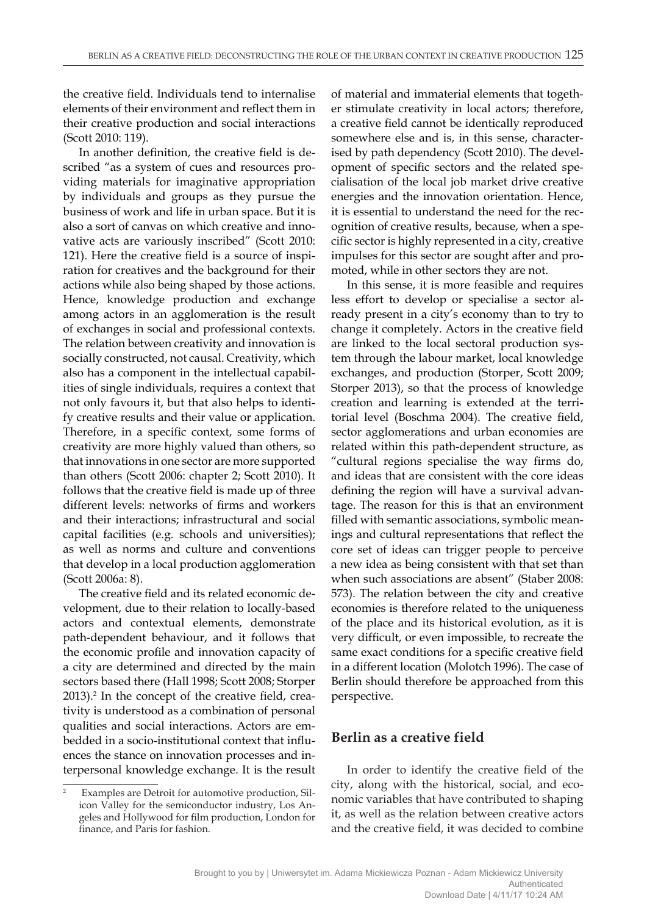the creative field. Individuals tend to internalise elements of their environment and reflect them in their creative production and social interactions (Scott 2010: 119).

In another definition, the creative field is described "as a system of cues and resources providing materials for imaginative appropriation by individuals and groups as they pursue the business of work and life in urban space. But it is also a sort of canvas on which creative and innovative acts are variously inscribed" (Scott 2010: 121). Here the creative field is a source of inspiration for creatives and the background for their actions while also being shaped by those actions. Hence, knowledge production and exchange among actors in an agglomeration is the result of exchanges in social and professional contexts. The relation between creativity and innovation is socially constructed, not causal. Creativity, which also has a component in the intellectual capabilities of single individuals, requires a context that not only favours it, but that also helps to identify creative results and their value or application. Therefore, in a specific context, some forms of creativity are more highly valued than others, so that innovations in one sector are more supported than others (Scott 2006: chapter 2; Scott 2010). It follows that the creative field is made up of three different levels: networks of firms and workers and their interactions; infrastructural and social capital facilities (e.g. schools and universities); as well as norms and culture and conventions that develop in a local production agglomeration (Scott 2006a: 8).

The creative field and its related economic development, due to their relation to locally-based actors and contextual elements, demonstrate path-dependent behaviour, and it follows that the economic profile and innovation capacity of a city are determined and directed by the main sectors based there (Hall 1998; Scott 2008; Storper 2013).[2] In the concept of the creative field, creativity is understood as a combination of personal qualities and social interactions. Actors are embedded in a socio-institutional context that influences the stance on innovation processes and interpersonal knowledge exchange. It is the result of material and immaterial elements that together stimulate creativity in local actors; therefore, a creative field cannot be identically reproduced somewhere else and is, in this sense, characterised by path dependency (Scott 2010). The development of specific sectors and the related specialisation of the local job market drive creative energies and the innovation orientation. Hence, it is essential to understand the need for the recognition of creative results, because, when a specific sector is highly represented in a city, creative impulses for this sector are sought after and promoted, while in other sectors they are not.

In this sense, it is more feasible and requires less effort to develop or specialise a sector already present in a city's economy than to try to change it completely. Actors in the creative field are linked to the local sectoral production system through the labour market, local knowledge exchanges, and production (Storper, Scott 2009; Storper 2013), so that the process of knowledge creation and learning is extended at the territorial level (Boschma 2004). The creative field, sector agglomerations and urban economies are related within this path-dependent structure, as "cultural regions specialise the way firms do, and ideas that are consistent with the core ideas defining the region will have a survival advantage. The reason for this is that an environment filled with semantic associations, symbolic meanings and cultural representations that reflect the core set of ideas can trigger people to perceive a new idea as being consistent with that set than when such associations are absent" (Staber 2008: 573). The relation between the city and creative economies is therefore related to the uniqueness of the place and its historical evolution, as it is very difficult, or even impossible, to recreate the same exact conditions for a specific creative field in a different location (Molotch 1996). The case of Berlin should therefore be approached from this perspective.

## Berlin as a creative field

In order to identify the creative field of the city, along with the historical, social, and economic variables that have contributed to shaping it, as well as the relation between creative actors and the creative field, it was decided to combine

[2] Examples are Detroit for automotive production, Silicon Valley for the semiconductor industry, Los Angeles and Hollywood for film production, London for finance, and Paris for fashion.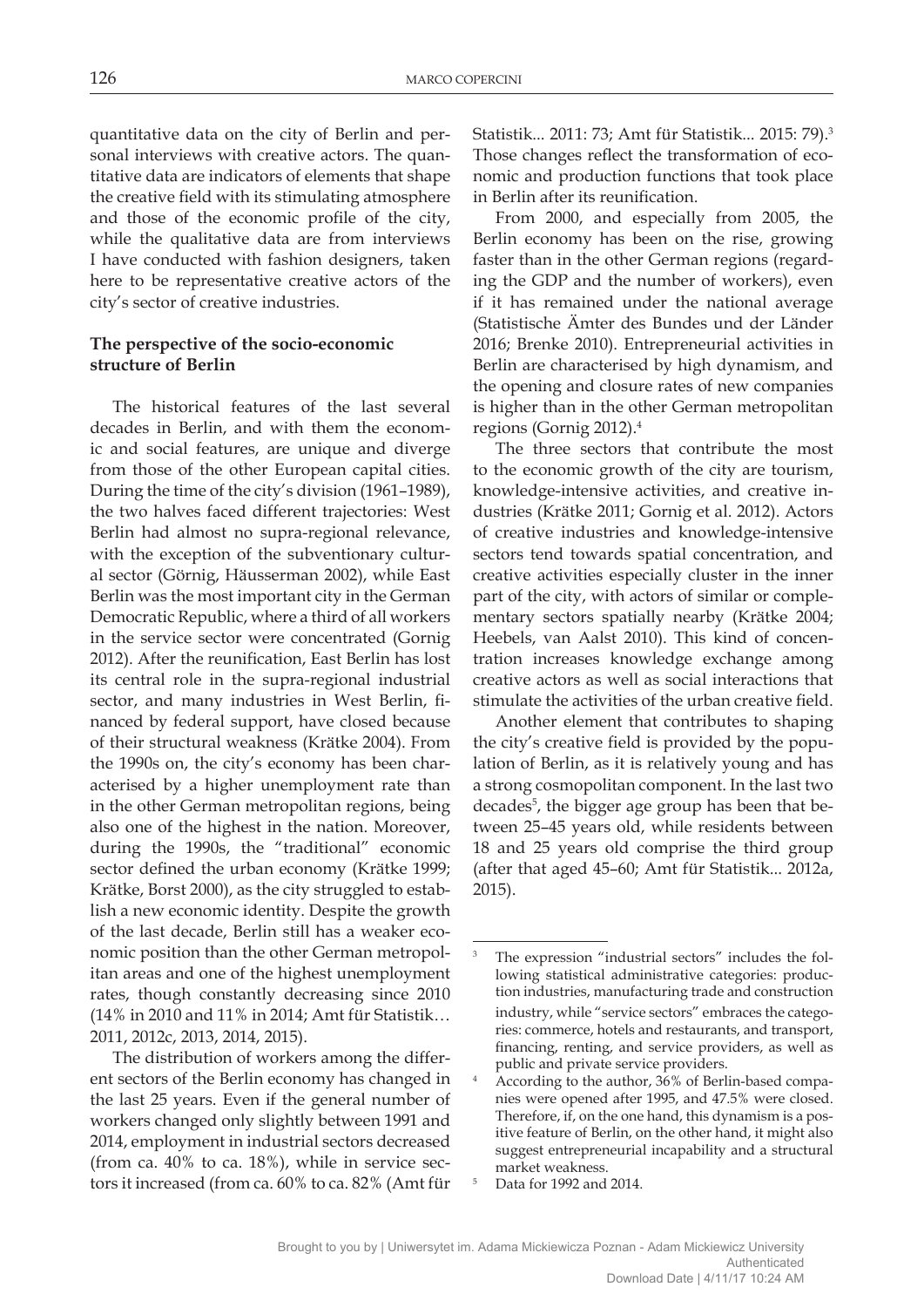quantitative data on the city of Berlin and personal interviews with creative actors. The quantitative data are indicators of elements that shape the creative field with its stimulating atmosphere and those of the economic profile of the city, while the qualitative data are from interviews I have conducted with fashion designers, taken here to be representative creative actors of the city's sector of creative industries.

**The perspective of the socio-economic structure of Berlin**

The historical features of the last several decades in Berlin, and with them the economic and social features, are unique and diverge from those of the other European capital cities. During the time of the city's division (1961–1989), the two halves faced different trajectories: West Berlin had almost no supra-regional relevance, with the exception of the subventionary cultural sector (Görnig, Häusserman 2002), while East Berlin was the most important city in the German Democratic Republic, where a third of all workers in the service sector were concentrated (Gornig 2012). After the reunification, East Berlin has lost its central role in the supra-regional industrial sector, and many industries in West Berlin, financed by federal support, have closed because of their structural weakness (Krätke 2004). From the 1990s on, the city's economy has been characterised by a higher unemployment rate than in the other German metropolitan regions, being also one of the highest in the nation. Moreover, during the 1990s, the "traditional" economic sector defined the urban economy (Krätke 1999; Krätke, Borst 2000), as the city struggled to establish a new economic identity. Despite the growth of the last decade, Berlin still has a weaker economic position than the other German metropolitan areas and one of the highest unemployment rates, though constantly decreasing since 2010 (14% in 2010 and 11% in 2014; Amt für Statistik… 2011, 2012c, 2013, 2014, 2015).

The distribution of workers among the different sectors of the Berlin economy has changed in the last 25 years. Even if the general number of workers changed only slightly between 1991 and 2014, employment in industrial sectors decreased (from ca. 40% to ca. 18%), while in service sectors it increased (from ca. 60% to ca. 82% (Amt für Statistik... 2011: 73; Amt für Statistik... 2015: 79).[3] Those changes reflect the transformation of economic and production functions that took place in Berlin after its reunification.

From 2000, and especially from 2005, the Berlin economy has been on the rise, growing faster than in the other German regions (regarding the GDP and the number of workers), even if it has remained under the national average (Statistische Ämter des Bundes und der Länder 2016; Brenke 2010). Entrepreneurial activities in Berlin are characterised by high dynamism, and the opening and closure rates of new companies is higher than in the other German metropolitan regions (Gornig 2012).[4]

The three sectors that contribute the most to the economic growth of the city are tourism, knowledge-intensive activities, and creative industries (Krätke 2011; Gornig et al. 2012). Actors of creative industries and knowledge-intensive sectors tend towards spatial concentration, and creative activities especially cluster in the inner part of the city, with actors of similar or complementary sectors spatially nearby (Krätke 2004; Heebels, van Aalst 2010). This kind of concentration increases knowledge exchange among creative actors as well as social interactions that stimulate the activities of the urban creative field.

Another element that contributes to shaping the city's creative field is provided by the population of Berlin, as it is relatively young and has a strong cosmopolitan component. In the last two decades[5], the bigger age group has been that between 25–45 years old, while residents between 18 and 25 years old comprise the third group (after that aged 45–60; Amt für Statistik... 2012a, 2015).

---

[3] The expression "industrial sectors" includes the following statistical administrative categories: production industries, manufacturing trade and construction industry, while "service sectors" embraces the categories: commerce, hotels and restaurants, and transport, financing, renting, and service providers, as well as public and private service providers.

[4] According to the author, 36% of Berlin-based companies were opened after 1995, and 47.5% were closed. Therefore, if, on the one hand, this dynamism is a positive feature of Berlin, on the other hand, it might also suggest entrepreneurial incapability and a structural market weakness.

[5] Data for 1992 and 2014.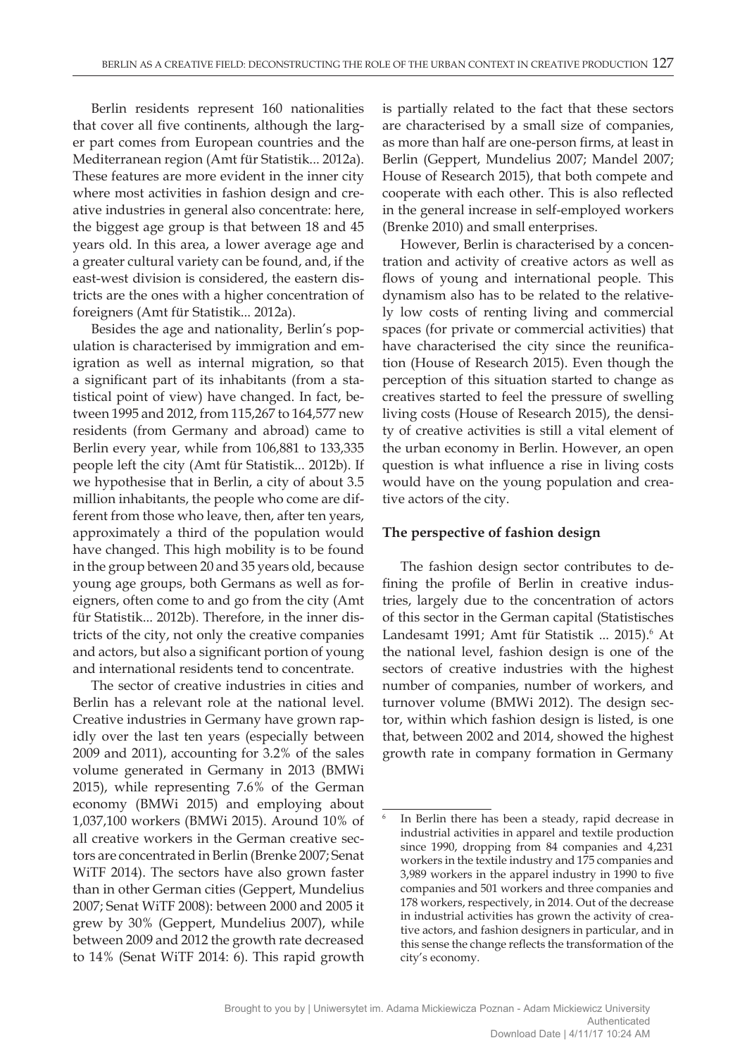Berlin residents represent 160 nationalities that cover all five continents, although the larger part comes from European countries and the Mediterranean region (Amt für Statistik... 2012a). These features are more evident in the inner city where most activities in fashion design and creative industries in general also concentrate: here, the biggest age group is that between 18 and 45 years old. In this area, a lower average age and a greater cultural variety can be found, and, if the east-west division is considered, the eastern districts are the ones with a higher concentration of foreigners (Amt für Statistik... 2012a).

Besides the age and nationality, Berlin's population is characterised by immigration and emigration as well as internal migration, so that a significant part of its inhabitants (from a statistical point of view) have changed. In fact, between 1995 and 2012, from 115,267 to 164,577 new residents (from Germany and abroad) came to Berlin every year, while from 106,881 to 133,335 people left the city (Amt für Statistik... 2012b). If we hypothesise that in Berlin, a city of about 3.5 million inhabitants, the people who come are different from those who leave, then, after ten years, approximately a third of the population would have changed. This high mobility is to be found in the group between 20 and 35 years old, because young age groups, both Germans as well as foreigners, often come to and go from the city (Amt für Statistik... 2012b). Therefore, in the inner districts of the city, not only the creative companies and actors, but also a significant portion of young and international residents tend to concentrate.

The sector of creative industries in cities and Berlin has a relevant role at the national level. Creative industries in Germany have grown rapidly over the last ten years (especially between 2009 and 2011), accounting for 3.2% of the sales volume generated in Germany in 2013 (BMWi 2015), while representing 7.6% of the German economy (BMWi 2015) and employing about 1,037,100 workers (BMWi 2015). Around 10% of all creative workers in the German creative sectors are concentrated in Berlin (Brenke 2007; Senat WiTF 2014). The sectors have also grown faster than in other German cities (Geppert, Mundelius 2007; Senat WiTF 2008): between 2000 and 2005 it grew by 30% (Geppert, Mundelius 2007), while between 2009 and 2012 the growth rate decreased to 14% (Senat WiTF 2014: 6). This rapid growth is partially related to the fact that these sectors are characterised by a small size of companies, as more than half are one-person firms, at least in Berlin (Geppert, Mundelius 2007; Mandel 2007; House of Research 2015), that both compete and cooperate with each other. This is also reflected in the general increase in self-employed workers (Brenke 2010) and small enterprises.

However, Berlin is characterised by a concentration and activity of creative actors as well as flows of young and international people. This dynamism also has to be related to the relatively low costs of renting living and commercial spaces (for private or commercial activities) that have characterised the city since the reunification (House of Research 2015). Even though the perception of this situation started to change as creatives started to feel the pressure of swelling living costs (House of Research 2015), the density of creative activities is still a vital element of the urban economy in Berlin. However, an open question is what influence a rise in living costs would have on the young population and creative actors of the city.

**The perspective of fashion design**

The fashion design sector contributes to defining the profile of Berlin in creative industries, largely due to the concentration of actors of this sector in the German capital (Statistisches Landesamt 1991; Amt für Statistik ... 2015).[6] At the national level, fashion design is one of the sectors of creative industries with the highest number of companies, number of workers, and turnover volume (BMWi 2012). The design sector, within which fashion design is listed, is one that, between 2002 and 2014, showed the highest growth rate in company formation in Germany

---

[6] In Berlin there has been a steady, rapid decrease in industrial activities in apparel and textile production since 1990, dropping from 84 companies and 4,231 workers in the textile industry and 175 companies and 3,989 workers in the apparel industry in 1990 to five companies and 501 workers and three companies and 178 workers, respectively, in 2014. Out of the decrease in industrial activities has grown the activity of creative actors, and fashion designers in particular, and in this sense the change reflects the transformation of the city's economy.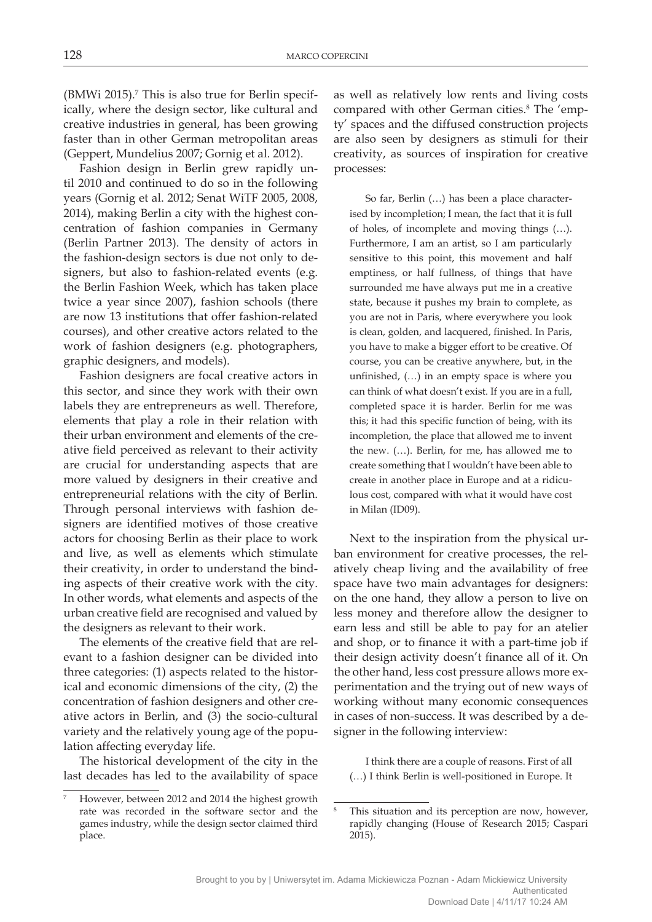(BMWi 2015).[7] This is also true for Berlin specifically, where the design sector, like cultural and creative industries in general, has been growing faster than in other German metropolitan areas (Geppert, Mundelius 2007; Gornig et al. 2012).

Fashion design in Berlin grew rapidly until 2010 and continued to do so in the following years (Gornig et al. 2012; Senat WiTF 2005, 2008, 2014), making Berlin a city with the highest concentration of fashion companies in Germany (Berlin Partner 2013). The density of actors in the fashion-design sectors is due not only to designers, but also to fashion-related events (e.g. the Berlin Fashion Week, which has taken place twice a year since 2007), fashion schools (there are now 13 institutions that offer fashion-related courses), and other creative actors related to the work of fashion designers (e.g. photographers, graphic designers, and models).

Fashion designers are focal creative actors in this sector, and since they work with their own labels they are entrepreneurs as well. Therefore, elements that play a role in their relation with their urban environment and elements of the creative field perceived as relevant to their activity are crucial for understanding aspects that are more valued by designers in their creative and entrepreneurial relations with the city of Berlin. Through personal interviews with fashion designers are identified motives of those creative actors for choosing Berlin as their place to work and live, as well as elements which stimulate their creativity, in order to understand the binding aspects of their creative work with the city. In other words, what elements and aspects of the urban creative field are recognised and valued by the designers as relevant to their work.

The elements of the creative field that are relevant to a fashion designer can be divided into three categories: (1) aspects related to the historical and economic dimensions of the city, (2) the concentration of fashion designers and other creative actors in Berlin, and (3) the socio-cultural variety and the relatively young age of the population affecting everyday life.

The historical development of the city in the last decades has led to the availability of space as well as relatively low rents and living costs compared with other German cities.[8] The 'empty' spaces and the diffused construction projects are also seen by designers as stimuli for their creativity, as sources of inspiration for creative processes:

> So far, Berlin (…) has been a place characterised by incompletion; I mean, the fact that it is full of holes, of incomplete and moving things (…). Furthermore, I am an artist, so I am particularly sensitive to this point, this movement and half emptiness, or half fullness, of things that have surrounded me have always put me in a creative state, because it pushes my brain to complete, as you are not in Paris, where everywhere you look is clean, golden, and lacquered, finished. In Paris, you have to make a bigger effort to be creative. Of course, you can be creative anywhere, but, in the unfinished, (…) in an empty space is where you can think of what doesn't exist. If you are in a full, completed space it is harder. Berlin for me was this; it had this specific function of being, with its incompletion, the place that allowed me to invent the new. (…). Berlin, for me, has allowed me to create something that I wouldn't have been able to create in another place in Europe and at a ridiculous cost, compared with what it would have cost in Milan (ID09).

Next to the inspiration from the physical urban environment for creative processes, the relatively cheap living and the availability of free space have two main advantages for designers: on the one hand, they allow a person to live on less money and therefore allow the designer to earn less and still be able to pay for an atelier and shop, or to finance it with a part-time job if their design activity doesn't finance all of it. On the other hand, less cost pressure allows more experimentation and the trying out of new ways of working without many economic consequences in cases of non-success. It was described by a designer in the following interview:

> I think there are a couple of reasons. First of all (…) I think Berlin is well-positioned in Europe. It

---

[7] However, between 2012 and 2014 the highest growth rate was recorded in the software sector and the games industry, while the design sector claimed third place.

[8] This situation and its perception are now, however, rapidly changing (House of Research 2015; Caspari 2015).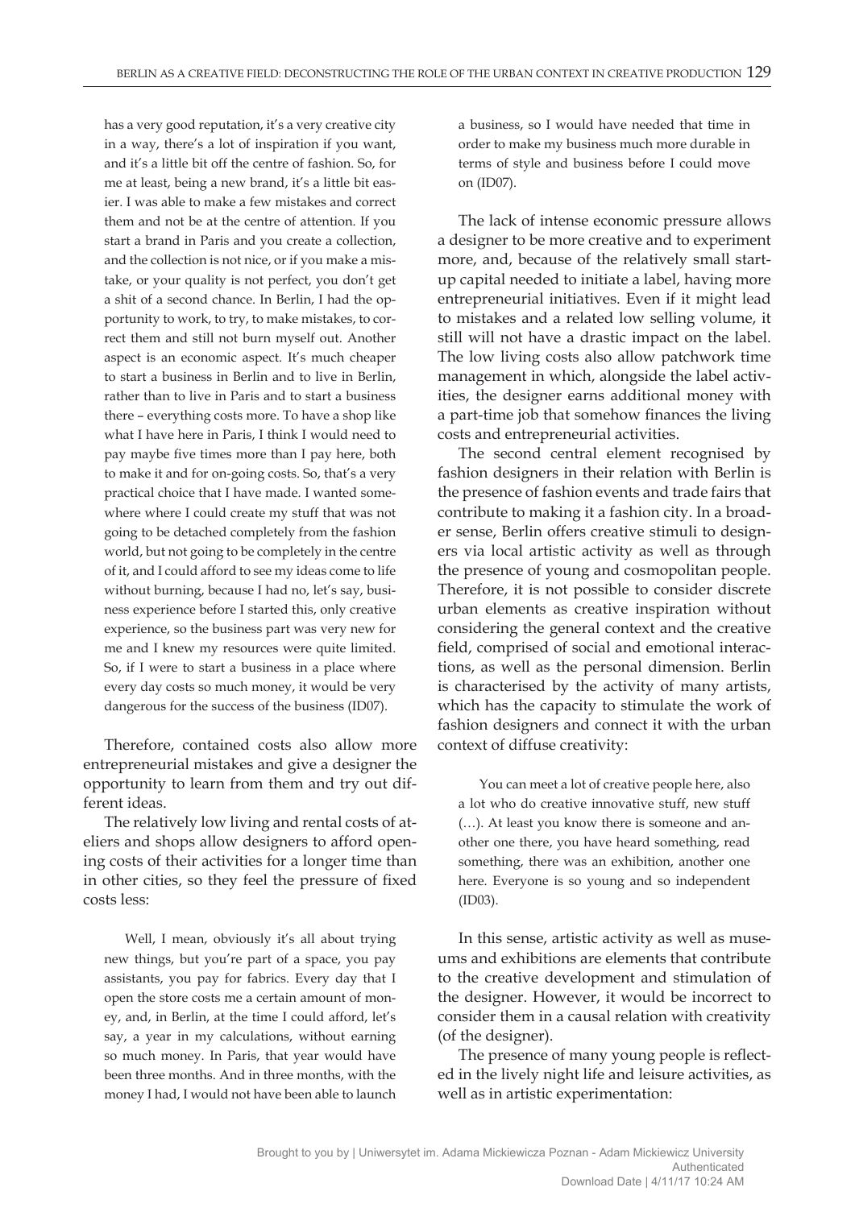has a very good reputation, it's a very creative city in a way, there's a lot of inspiration if you want, and it's a little bit off the centre of fashion. So, for me at least, being a new brand, it's a little bit easier. I was able to make a few mistakes and correct them and not be at the centre of attention. If you start a brand in Paris and you create a collection, and the collection is not nice, or if you make a mistake, or your quality is not perfect, you don't get a shit of a second chance. In Berlin, I had the opportunity to work, to try, to make mistakes, to correct them and still not burn myself out. Another aspect is an economic aspect. It's much cheaper to start a business in Berlin and to live in Berlin, rather than to live in Paris and to start a business there – everything costs more. To have a shop like what I have here in Paris, I think I would need to pay maybe five times more than I pay here, both to make it and for on-going costs. So, that's a very practical choice that I have made. I wanted somewhere where I could create my stuff that was not going to be detached completely from the fashion world, but not going to be completely in the centre of it, and I could afford to see my ideas come to life without burning, because I had no, let's say, business experience before I started this, only creative experience, so the business part was very new for me and I knew my resources were quite limited. So, if I were to start a business in a place where every day costs so much money, it would be very dangerous for the success of the business (ID07).

Therefore, contained costs also allow more entrepreneurial mistakes and give a designer the opportunity to learn from them and try out different ideas.

The relatively low living and rental costs of ateliers and shops allow designers to afford opening costs of their activities for a longer time than in other cities, so they feel the pressure of fixed costs less:

> Well, I mean, obviously it's all about trying new things, but you're part of a space, you pay assistants, you pay for fabrics. Every day that I open the store costs me a certain amount of money, and, in Berlin, at the time I could afford, let's say, a year in my calculations, without earning so much money. In Paris, that year would have been three months. And in three months, with the money I had, I would not have been able to launch a business, so I would have needed that time in order to make my business much more durable in terms of style and business before I could move on (ID07).

The lack of intense economic pressure allows a designer to be more creative and to experiment more, and, because of the relatively small start-up capital needed to initiate a label, having more entrepreneurial initiatives. Even if it might lead to mistakes and a related low selling volume, it still will not have a drastic impact on the label. The low living costs also allow patchwork time management in which, alongside the label activities, the designer earns additional money with a part-time job that somehow finances the living costs and entrepreneurial activities.

The second central element recognised by fashion designers in their relation with Berlin is the presence of fashion events and trade fairs that contribute to making it a fashion city. In a broader sense, Berlin offers creative stimuli to designers via local artistic activity as well as through the presence of young and cosmopolitan people. Therefore, it is not possible to consider discrete urban elements as creative inspiration without considering the general context and the creative field, comprised of social and emotional interactions, as well as the personal dimension. Berlin is characterised by the activity of many artists, which has the capacity to stimulate the work of fashion designers and connect it with the urban context of diffuse creativity:

> You can meet a lot of creative people here, also a lot who do creative innovative stuff, new stuff (…). At least you know there is someone and another one there, you have heard something, read something, there was an exhibition, another one here. Everyone is so young and so independent (ID03).

In this sense, artistic activity as well as museums and exhibitions are elements that contribute to the creative development and stimulation of the designer. However, it would be incorrect to consider them in a causal relation with creativity (of the designer).

The presence of many young people is reflected in the lively night life and leisure activities, as well as in artistic experimentation: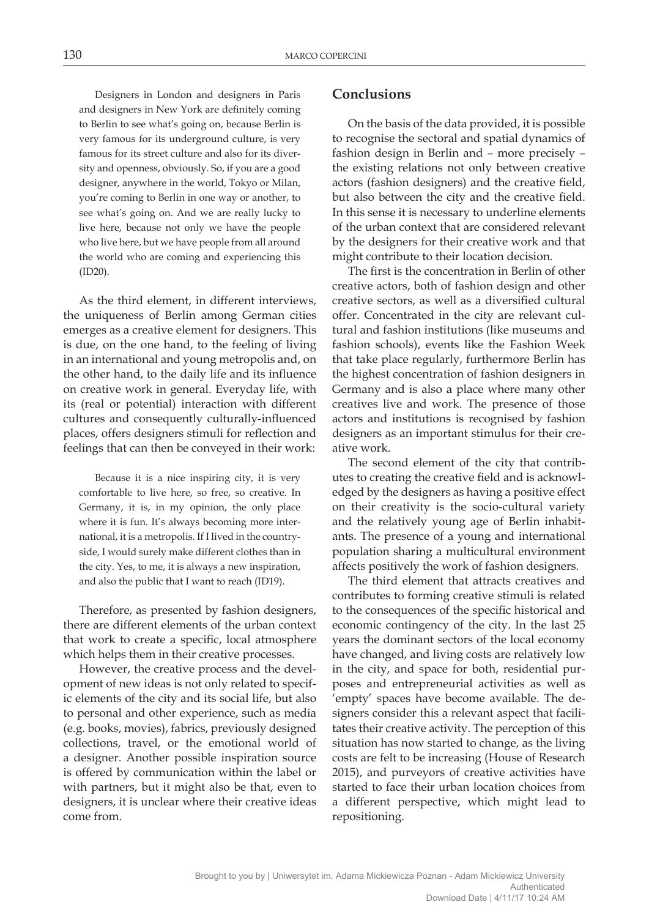> Designers in London and designers in Paris and designers in New York are definitely coming to Berlin to see what's going on, because Berlin is very famous for its underground culture, is very famous for its street culture and also for its diversity and openness, obviously. So, if you are a good designer, anywhere in the world, Tokyo or Milan, you're coming to Berlin in one way or another, to see what's going on. And we are really lucky to live here, because not only we have the people who live here, but we have people from all around the world who are coming and experiencing this (ID20).

As the third element, in different interviews, the uniqueness of Berlin among German cities emerges as a creative element for designers. This is due, on the one hand, to the feeling of living in an international and young metropolis and, on the other hand, to the daily life and its influence on creative work in general. Everyday life, with its (real or potential) interaction with different cultures and consequently culturally-influenced places, offers designers stimuli for reflection and feelings that can then be conveyed in their work:

> Because it is a nice inspiring city, it is very comfortable to live here, so free, so creative. In Germany, it is, in my opinion, the only place where it is fun. It's always becoming more international, it is a metropolis. If I lived in the countryside, I would surely make different clothes than in the city. Yes, to me, it is always a new inspiration, and also the public that I want to reach (ID19).

Therefore, as presented by fashion designers, there are different elements of the urban context that work to create a specific, local atmosphere which helps them in their creative processes.

However, the creative process and the development of new ideas is not only related to specific elements of the city and its social life, but also to personal and other experience, such as media (e.g. books, movies), fabrics, previously designed collections, travel, or the emotional world of a designer. Another possible inspiration source is offered by communication within the label or with partners, but it might also be that, even to designers, it is unclear where their creative ideas come from.

## Conclusions

On the basis of the data provided, it is possible to recognise the sectoral and spatial dynamics of fashion design in Berlin and – more precisely – the existing relations not only between creative actors (fashion designers) and the creative field, but also between the city and the creative field. In this sense it is necessary to underline elements of the urban context that are considered relevant by the designers for their creative work and that might contribute to their location decision.

The first is the concentration in Berlin of other creative actors, both of fashion design and other creative sectors, as well as a diversified cultural offer. Concentrated in the city are relevant cultural and fashion institutions (like museums and fashion schools), events like the Fashion Week that take place regularly, furthermore Berlin has the highest concentration of fashion designers in Germany and is also a place where many other creatives live and work. The presence of those actors and institutions is recognised by fashion designers as an important stimulus for their creative work.

The second element of the city that contributes to creating the creative field and is acknowledged by the designers as having a positive effect on their creativity is the socio-cultural variety and the relatively young age of Berlin inhabitants. The presence of a young and international population sharing a multicultural environment affects positively the work of fashion designers.

The third element that attracts creatives and contributes to forming creative stimuli is related to the consequences of the specific historical and economic contingency of the city. In the last 25 years the dominant sectors of the local economy have changed, and living costs are relatively low in the city, and space for both, residential purposes and entrepreneurial activities as well as 'empty' spaces have become available. The designers consider this a relevant aspect that facilitates their creative activity. The perception of this situation has now started to change, as the living costs are felt to be increasing (House of Research 2015), and purveyors of creative activities have started to face their urban location choices from a different perspective, which might lead to repositioning.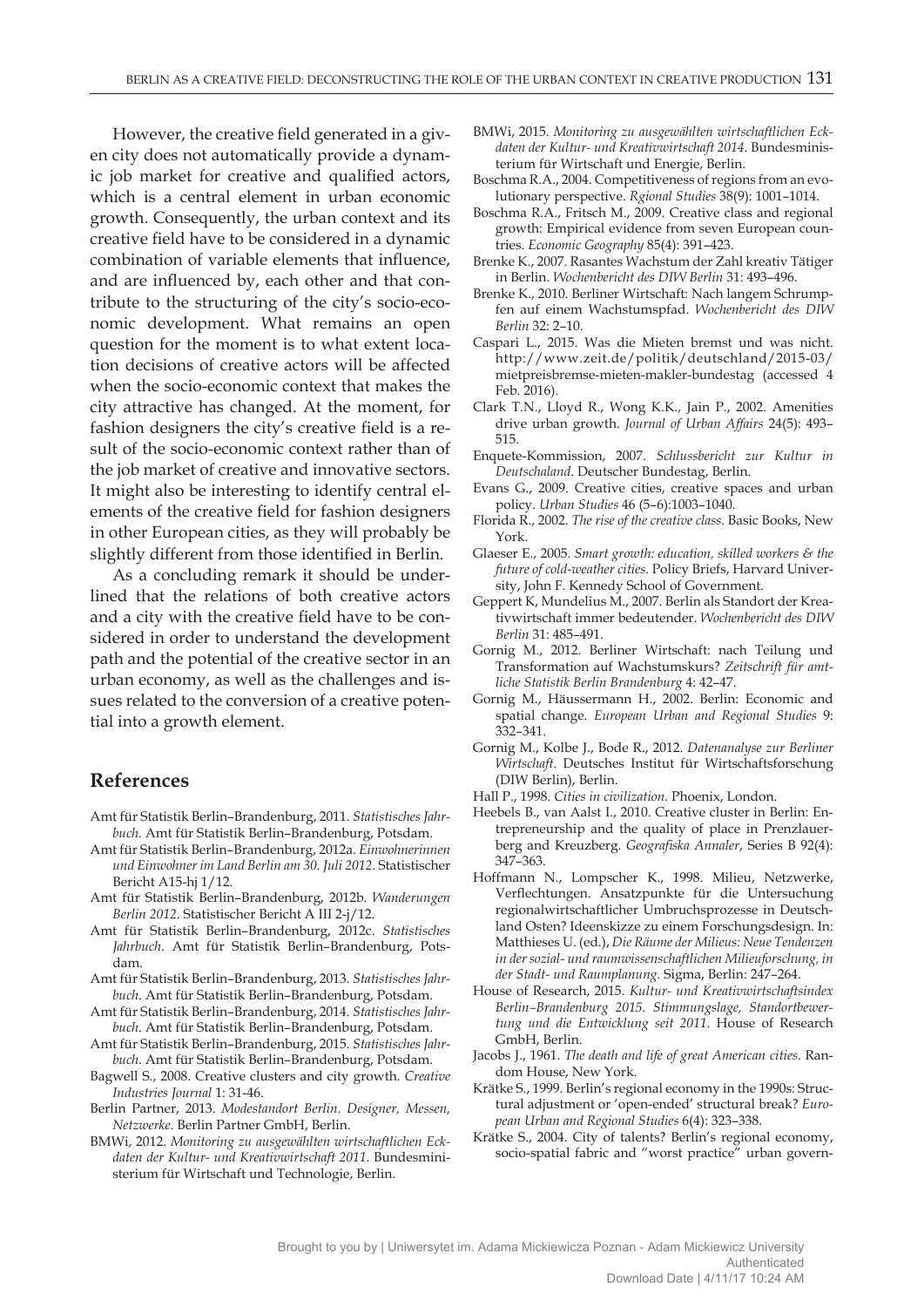However, the creative field generated in a given city does not automatically provide a dynamic job market for creative and qualified actors, which is a central element in urban economic growth. Consequently, the urban context and its creative field have to be considered in a dynamic combination of variable elements that influence, and are influenced by, each other and that contribute to the structuring of the city's socio-economic development. What remains an open question for the moment is to what extent location decisions of creative actors will be affected when the socio-economic context that makes the city attractive has changed. At the moment, for fashion designers the city's creative field is a result of the socio-economic context rather than of the job market of creative and innovative sectors. It might also be interesting to identify central elements of the creative field for fashion designers in other European cities, as they will probably be slightly different from those identified in Berlin.

As a concluding remark it should be underlined that the relations of both creative actors and a city with the creative field have to be considered in order to understand the development path and the potential of the creative sector in an urban economy, as well as the challenges and issues related to the conversion of a creative potential into a growth element.

## References

Amt für Statistik Berlin–Brandenburg, 2011. *Statistisches Jahrbuch*. Amt für Statistik Berlin–Brandenburg, Potsdam.

Amt für Statistik Berlin–Brandenburg, 2012a. *Einwohnerinnen und Einwohner im Land Berlin am 30. Juli 2012*. Statistischer Bericht A15-hj 1/12.

Amt für Statistik Berlin–Brandenburg, 2012b. *Wanderungen Berlin 2012*. Statistischer Bericht A III 2-j/12.

Amt für Statistik Berlin–Brandenburg, 2012c. *Statistisches Jahrbuch*. Amt für Statistik Berlin–Brandenburg, Potsdam.

Amt für Statistik Berlin–Brandenburg, 2013. *Statistisches Jahrbuch*. Amt für Statistik Berlin–Brandenburg, Potsdam.

Amt für Statistik Berlin–Brandenburg, 2014. *Statistisches Jahrbuch*. Amt für Statistik Berlin–Brandenburg, Potsdam.

Amt für Statistik Berlin–Brandenburg, 2015. *Statistisches Jahrbuch*. Amt für Statistik Berlin–Brandenburg, Potsdam.

Bagwell S., 2008. Creative clusters and city growth. *Creative Industries Journal* 1: 31-46.

Berlin Partner, 2013. *Modestandort Berlin. Designer, Messen, Netzwerke*. Berlin Partner GmbH, Berlin.

BMWi, 2012. *Monitoring zu ausgewählten wirtschaftlichen Eckdaten der Kultur- und Kreativwirtschaft 2011*. Bundesministerium für Wirtschaft und Technologie, Berlin.

BMWi, 2015. *Monitoring zu ausgewählten wirtschaftlichen Eckdaten der Kultur- und Kreativwirtschaft 2014*. Bundesministerium für Wirtschaft und Energie, Berlin.

Boschma R.A., 2004. Competitiveness of regions from an evolutionary perspective. *Rgional Studies* 38(9): 1001–1014.

Boschma R.A., Fritsch M., 2009. Creative class and regional growth: Empirical evidence from seven European countries. *Economic Geography* 85(4): 391–423.

Brenke K., 2007. Rasantes Wachstum der Zahl kreativ Tätiger in Berlin. *Wochenbericht des DIW Berlin* 31: 493–496.

Brenke K., 2010. Berliner Wirtschaft: Nach langem Schrumpfen auf einem Wachstumspfad. *Wochenbericht des DIW Berlin* 32: 2–10.

Caspari L., 2015. Was die Mieten bremst und was nicht. http://www.zeit.de/politik/deutschland/2015-03/mietpreisbremse-mieten-makler-bundestag (accessed 4 Feb. 2016).

Clark T.N., Lloyd R., Wong K.K., Jain P., 2002. Amenities drive urban growth. *Journal of Urban Affairs* 24(5): 493–515.

Enquete-Kommission, 2007. *Schlussbericht zur Kultur in Deutschaland*. Deutscher Bundestag, Berlin.

Evans G., 2009. Creative cities, creative spaces and urban policy. *Urban Studies* 46 (5–6):1003–1040.

Florida R., 2002. *The rise of the creative class*. Basic Books, New York.

Glaeser E., 2005. *Smart growth: education, skilled workers & the future of cold-weather cities*. Policy Briefs, Harvard University, John F. Kennedy School of Government.

Geppert K, Mundelius M., 2007. Berlin als Standort der Kreativwirtschaft immer bedeutender. *Wochenbericht des DIW Berlin* 31: 485–491.

Gornig M., 2012. Berliner Wirtschaft: nach Teilung und Transformation auf Wachstumskurs? *Zeitschrift für amtliche Statistik Berlin Brandenburg* 4: 42–47.

Gornig M., Häussermann H., 2002. Berlin: Economic and spatial change. *European Urban and Regional Studies* 9: 332–341.

Gornig M., Kolbe J., Bode R., 2012. *Datenanalyse zur Berliner Wirtschaft*. Deutsches Institut für Wirtschaftsforschung (DIW Berlin), Berlin.

Hall P., 1998. *Cities in civilization*. Phoenix, London.

Heebels B., van Aalst I., 2010. Creative cluster in Berlin: Entrepreneurship and the quality of place in Prenzlauerberg and Kreuzberg. *Geografiska Annaler*, Series B 92(4): 347–363.

Hoffmann N., Lompscher K., 1998. Milieu, Netzwerke, Verflechtungen. Ansatzpunkte für die Untersuchung regionalwirtschaftlicher Umbruchsprozesse in Deutschland Osten? Ideenskizze zu einem Forschungsdesign. In: Matthieses U. (ed.), *Die Räume der Milieus: Neue Tendenzen in der sozial- und raumwissenschaftlichen Milieuforschung, in der Stadt- und Raumplanung*. Sigma, Berlin: 247–264.

House of Research, 2015. *Kultur- und Kreativwirtschaftsindex Berlin–Brandenburg 2015. Stimmungslage, Standortbewertung und die Entwicklung seit 2011*. House of Research GmbH, Berlin.

Jacobs J., 1961. *The death and life of great American cities*. Random House, New York.

Krätke S., 1999. Berlin's regional economy in the 1990s: Structural adjustment or 'open-ended' structural break? *European Urban and Regional Studies* 6(4): 323–338.

Krätke S., 2004. City of talents? Berlin's regional economy, socio-spatial fabric and "worst practice" urban govern-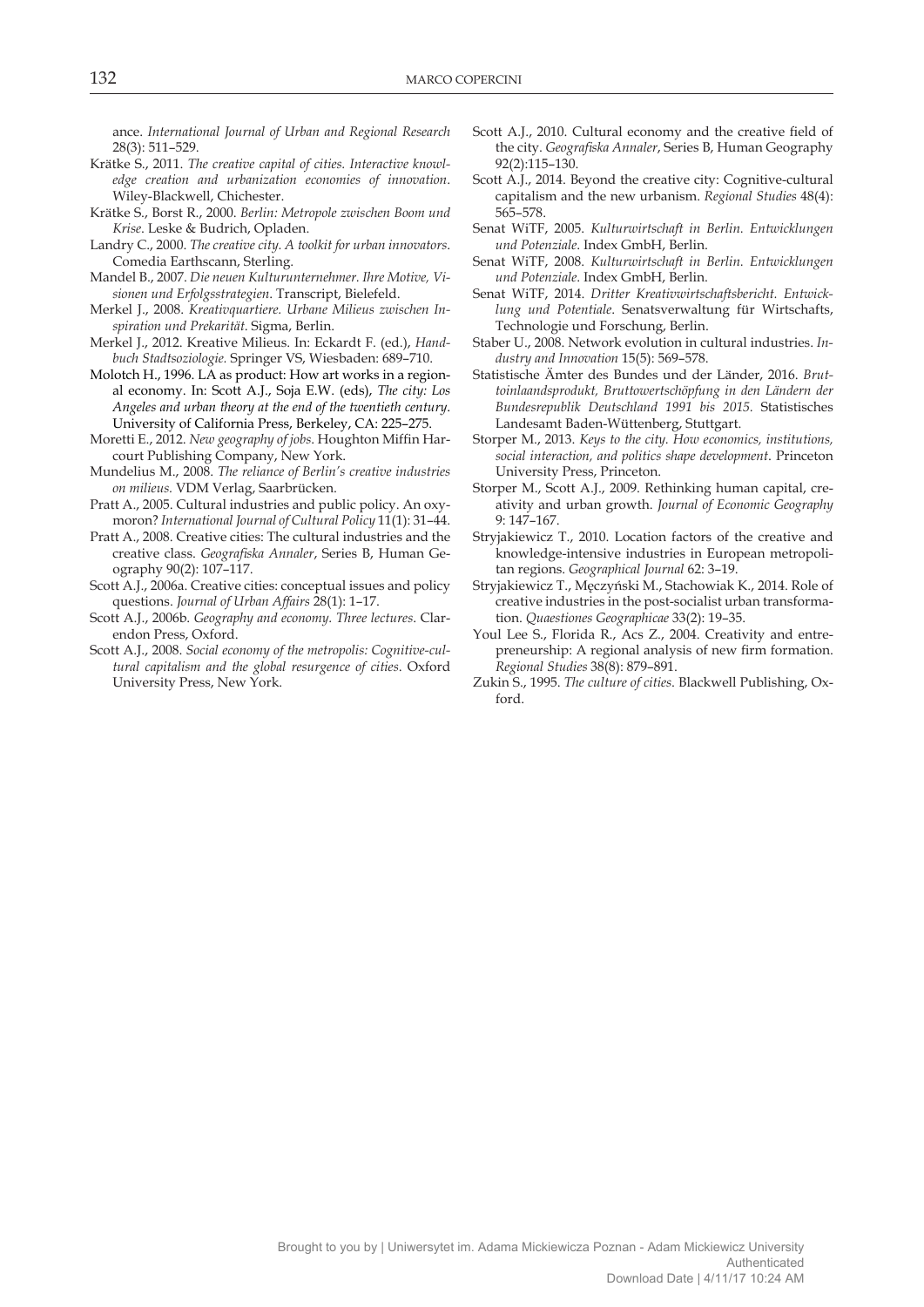ance. *International Journal of Urban and Regional Research* 28(3): 511–529.

Krätke S., 2011. *The creative capital of cities. Interactive knowledge creation and urbanization economies of innovation*. Wiley-Blackwell, Chichester.

Krätke S., Borst R., 2000. *Berlin: Metropole zwischen Boom und Krise*. Leske & Budrich, Opladen.

Landry C., 2000. *The creative city. A toolkit for urban innovators*. Comedia Earthscann, Sterling.

Mandel B., 2007. *Die neuen Kulturunternehmer. Ihre Motive, Visionen und Erfolgsstrategien*. Transcript, Bielefeld.

Merkel J., 2008. *Kreativquartiere. Urbane Milieus zwischen Inspiration und Prekarität*. Sigma, Berlin.

Merkel J., 2012. Kreative Milieus. In: Eckardt F. (ed.), *Handbuch Stadtsoziologie*. Springer VS, Wiesbaden: 689–710.

Molotch H., 1996. LA as product: How art works in a regional economy. In: Scott A.J., Soja E.W. (eds), *The city: Los Angeles and urban theory at the end of the twentieth century*. University of California Press, Berkeley, CA: 225–275.

Moretti E., 2012. *New geography of jobs*. Houghton Miffin Harcourt Publishing Company, New York.

Mundelius M., 2008. *The reliance of Berlin's creative industries on milieus*. VDM Verlag, Saarbrücken.

Pratt A., 2005. Cultural industries and public policy. An oxymoron? *International Journal of Cultural Policy* 11(1): 31–44.

Pratt A., 2008. Creative cities: The cultural industries and the creative class. *Geografiska Annaler*, Series B, Human Geography 90(2): 107–117.

Scott A.J., 2006a. Creative cities: conceptual issues and policy questions. *Journal of Urban Affairs* 28(1): 1–17.

Scott A.J., 2006b. *Geography and economy. Three lectures*. Clarendon Press, Oxford.

Scott A.J., 2008. *Social economy of the metropolis: Cognitive-cultural capitalism and the global resurgence of cities*. Oxford University Press, New York.

Scott A.J., 2010. Cultural economy and the creative field of the city. *Geografiska Annaler*, Series B, Human Geography 92(2):115–130.

Scott A.J., 2014. Beyond the creative city: Cognitive-cultural capitalism and the new urbanism. *Regional Studies* 48(4): 565–578.

Senat WiTF, 2005. *Kulturwirtschaft in Berlin. Entwicklungen und Potenziale*. Index GmbH, Berlin.

Senat WiTF, 2008. *Kulturwirtschaft in Berlin. Entwicklungen und Potenziale*. Index GmbH, Berlin.

Senat WiTF, 2014. *Dritter Kreativwirtschaftsbericht. Entwicklung und Potentiale*. Senatsverwaltung für Wirtschafts, Technologie und Forschung, Berlin.

Staber U., 2008. Network evolution in cultural industries. *Industry and Innovation* 15(5): 569–578.

Statistische Ämter des Bundes und der Länder, 2016. *Bruttoinlaandsprodukt, Bruttowertschöpfung in den Ländern der Bundesrepublik Deutschland 1991 bis 2015*. Statistisches Landesamt Baden-Wüttenberg, Stuttgart.

Storper M., 2013. *Keys to the city. How economics, institutions, social interaction, and politics shape development*. Princeton University Press, Princeton.

Storper M., Scott A.J., 2009. Rethinking human capital, creativity and urban growth. *Journal of Economic Geography* 9: 147–167.

Stryjakiewicz T., 2010. Location factors of the creative and knowledge-intensive industries in European metropolitan regions. *Geographical Journal* 62: 3–19.

Stryjakiewicz T., Męczyński M., Stachowiak K., 2014. Role of creative industries in the post-socialist urban transformation. *Quaestiones Geographicae* 33(2): 19–35.

Youl Lee S., Florida R., Acs Z., 2004. Creativity and entrepreneurship: A regional analysis of new firm formation. *Regional Studies* 38(8): 879–891.

Zukin S., 1995. *The culture of cities*. Blackwell Publishing, Oxford.